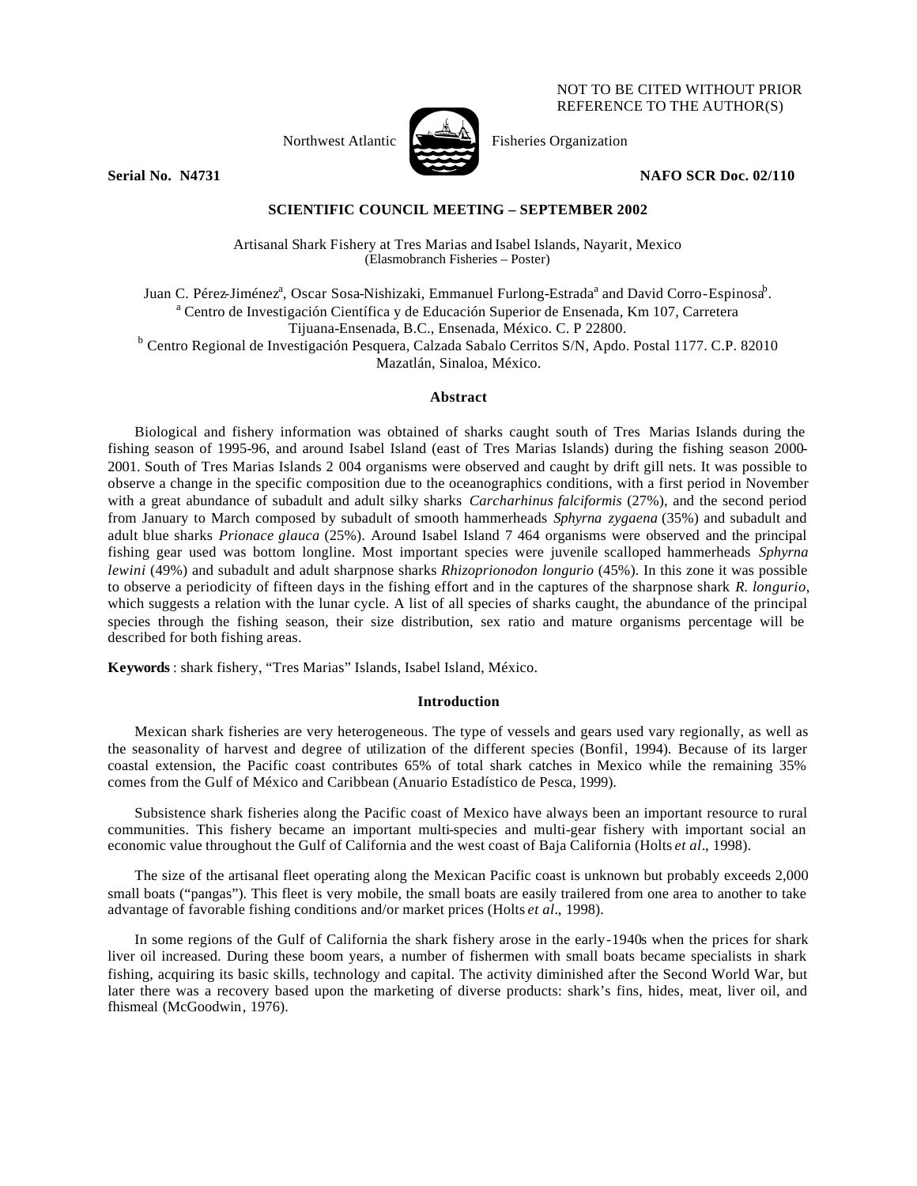NOT TO BE CITED WITHOUT PRIOR REFERENCE TO THE AUTHOR(S)

Northwest Atlantic Fisheries Organization

**Serial No. N4731** **NAFO SCR Doc. 02/110**

**SCIENTIFIC COUNCIL MEETING – SEPTEMBER 2002**

Artisanal Shark Fishery at Tres Marias and Isabel Islands, Nayarit, Mexico
(Elasmobranch Fisheries – Poster)

Juan C. Pérez-Jiménez[a], Oscar Sosa-Nishizaki, Emmanuel Furlong-Estrada[a] and David Corro-Espinosa[b].
[a] Centro de Investigación Científica y de Educación Superior de Ensenada, Km 107, Carretera Tijuana-Ensenada, B.C., Ensenada, México. C. P 22800.
[b] Centro Regional de Investigación Pesquera, Calzada Sabalo Cerritos S/N, Apdo. Postal 1177. C.P. 82010 Mazatlán, Sinaloa, México.

## Abstract

Biological and fishery information was obtained of sharks caught south of Tres Marias Islands during the fishing season of 1995-96, and around Isabel Island (east of Tres Marias Islands) during the fishing season 2000-2001. South of Tres Marias Islands 2 004 organisms were observed and caught by drift gill nets. It was possible to observe a change in the specific composition due to the oceanographics conditions, with a first period in November with a great abundance of subadult and adult silky sharks *Carcharhinus falciformis* (27%), and the second period from January to March composed by subadult of smooth hammerheads *Sphyrna zygaena* (35%) and subadult and adult blue sharks *Prionace glauca* (25%). Around Isabel Island 7 464 organisms were observed and the principal fishing gear used was bottom longline. Most important species were juvenile scalloped hammerheads *Sphyrna lewini* (49%) and subadult and adult sharpnose sharks *Rhizoprionodon longurio* (45%). In this zone it was possible to observe a periodicity of fifteen days in the fishing effort and in the captures of the sharpnose shark *R. longurio*, which suggests a relation with the lunar cycle. A list of all species of sharks caught, the abundance of the principal species through the fishing season, their size distribution, sex ratio and mature organisms percentage will be described for both fishing areas.

**Keywords**: shark fishery, "Tres Marias" Islands, Isabel Island, México.

## Introduction

Mexican shark fisheries are very heterogeneous. The type of vessels and gears used vary regionally, as well as the seasonality of harvest and degree of utilization of the different species (Bonfil, 1994). Because of its larger coastal extension, the Pacific coast contributes 65% of total shark catches in Mexico while the remaining 35% comes from the Gulf of México and Caribbean (Anuario Estadístico de Pesca, 1999).

Subsistence shark fisheries along the Pacific coast of Mexico have always been an important resource to rural communities. This fishery became an important multi-species and multi-gear fishery with important social an economic value throughout the Gulf of California and the west coast of Baja California (Holts *et al*., 1998).

The size of the artisanal fleet operating along the Mexican Pacific coast is unknown but probably exceeds 2,000 small boats ("pangas"). This fleet is very mobile, the small boats are easily trailered from one area to another to take advantage of favorable fishing conditions and/or market prices (Holts *et al*., 1998).

In some regions of the Gulf of California the shark fishery arose in the early-1940s when the prices for shark liver oil increased. During these boom years, a number of fishermen with small boats became specialists in shark fishing, acquiring its basic skills, technology and capital. The activity diminished after the Second World War, but later there was a recovery based upon the marketing of diverse products: shark's fins, hides, meat, liver oil, and fhismeal (McGoodwin, 1976).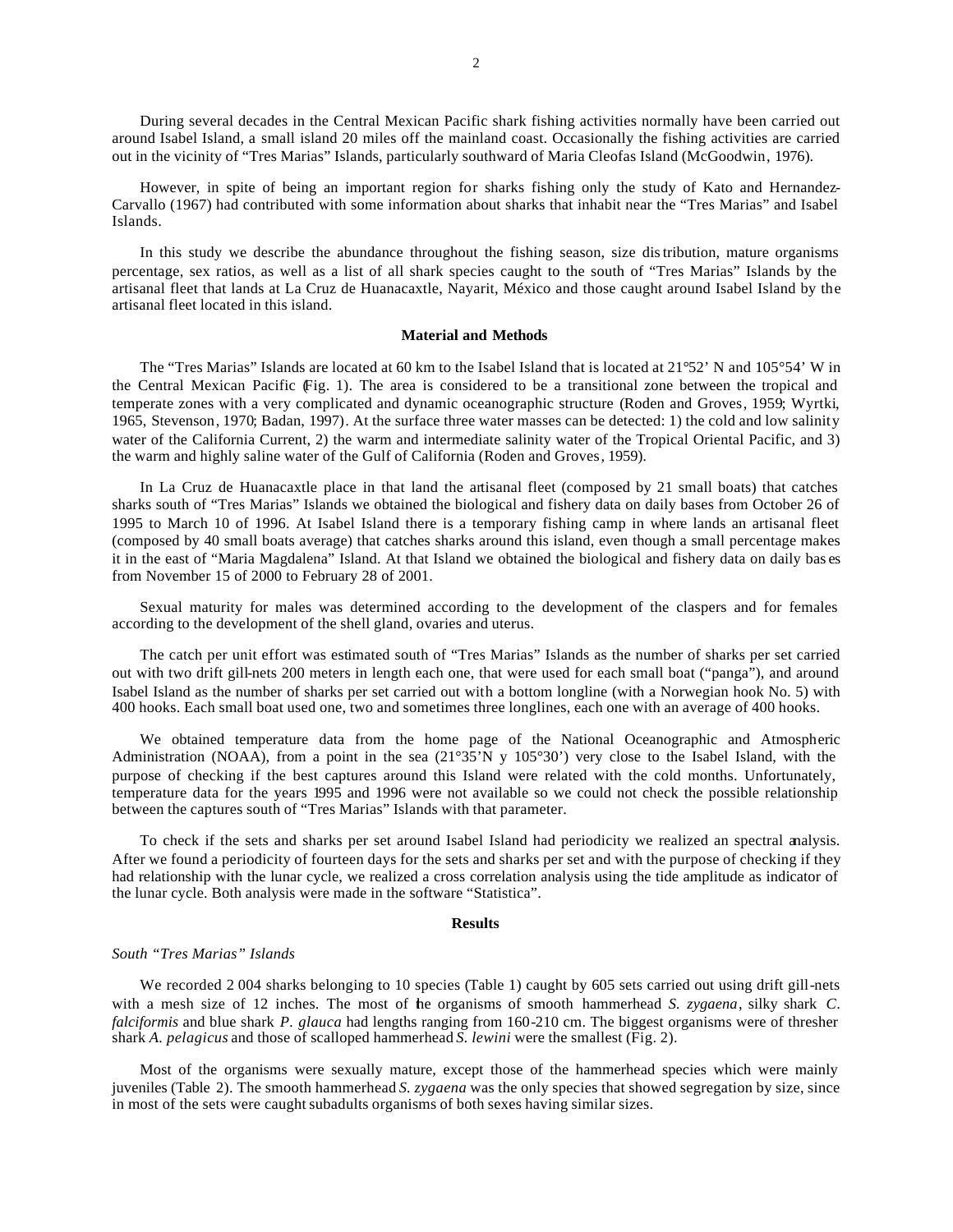During several decades in the Central Mexican Pacific shark fishing activities normally have been carried out around Isabel Island, a small island 20 miles off the mainland coast. Occasionally the fishing activities are carried out in the vicinity of "Tres Marias" Islands, particularly southward of Maria Cleofas Island (McGoodwin, 1976).

However, in spite of being an important region for sharks fishing only the study of Kato and Hernandez-Carvallo (1967) had contributed with some information about sharks that inhabit near the "Tres Marias" and Isabel Islands.

In this study we describe the abundance throughout the fishing season, size distribution, mature organisms percentage, sex ratios, as well as a list of all shark species caught to the south of "Tres Marias" Islands by the artisanal fleet that lands at La Cruz de Huanacaxtle, Nayarit, México and those caught around Isabel Island by the artisanal fleet located in this island.

## Material and Methods

The "Tres Marias" Islands are located at 60 km to the Isabel Island that is located at 21°52' N and 105°54' W in the Central Mexican Pacific (Fig. 1). The area is considered to be a transitional zone between the tropical and temperate zones with a very complicated and dynamic oceanographic structure (Roden and Groves, 1959; Wyrtki, 1965, Stevenson, 1970; Badan, 1997). At the surface three water masses can be detected: 1) the cold and low salinity water of the California Current, 2) the warm and intermediate salinity water of the Tropical Oriental Pacific, and 3) the warm and highly saline water of the Gulf of California (Roden and Groves, 1959).

In La Cruz de Huanacaxtle place in that land the artisanal fleet (composed by 21 small boats) that catches sharks south of "Tres Marias" Islands we obtained the biological and fishery data on daily bases from October 26 of 1995 to March 10 of 1996. At Isabel Island there is a temporary fishing camp in where lands an artisanal fleet (composed by 40 small boats average) that catches sharks around this island, even though a small percentage makes it in the east of "Maria Magdalena" Island. At that Island we obtained the biological and fishery data on daily bases from November 15 of 2000 to February 28 of 2001.

Sexual maturity for males was determined according to the development of the claspers and for females according to the development of the shell gland, ovaries and uterus.

The catch per unit effort was estimated south of "Tres Marias" Islands as the number of sharks per set carried out with two drift gill-nets 200 meters in length each one, that were used for each small boat ("panga"), and around Isabel Island as the number of sharks per set carried out with a bottom longline (with a Norwegian hook No. 5) with 400 hooks. Each small boat used one, two and sometimes three longlines, each one with an average of 400 hooks.

We obtained temperature data from the home page of the National Oceanographic and Atmospheric Administration (NOAA), from a point in the sea (21°35'N y 105°30') very close to the Isabel Island, with the purpose of checking if the best captures around this Island were related with the cold months. Unfortunately, temperature data for the years 1995 and 1996 were not available so we could not check the possible relationship between the captures south of "Tres Marias" Islands with that parameter.

To check if the sets and sharks per set around Isabel Island had periodicity we realized an spectral analysis. After we found a periodicity of fourteen days for the sets and sharks per set and with the purpose of checking if they had relationship with the lunar cycle, we realized a cross correlation analysis using the tide amplitude as indicator of the lunar cycle. Both analysis were made in the software "Statistica".

## Results

### *South "Tres Marias" Islands*

We recorded 2 004 sharks belonging to 10 species (Table 1) caught by 605 sets carried out using drift gill-nets with a mesh size of 12 inches. The most of the organisms of smooth hammerhead *S. zygaena*, silky shark *C. falciformis* and blue shark *P. glauca* had lengths ranging from 160-210 cm. The biggest organisms were of thresher shark *A. pelagicus* and those of scalloped hammerhead *S. lewini* were the smallest (Fig. 2).

Most of the organisms were sexually mature, except those of the hammerhead species which were mainly juveniles (Table 2). The smooth hammerhead *S. zygaena* was the only species that showed segregation by size, since in most of the sets were caught subadults organisms of both sexes having similar sizes.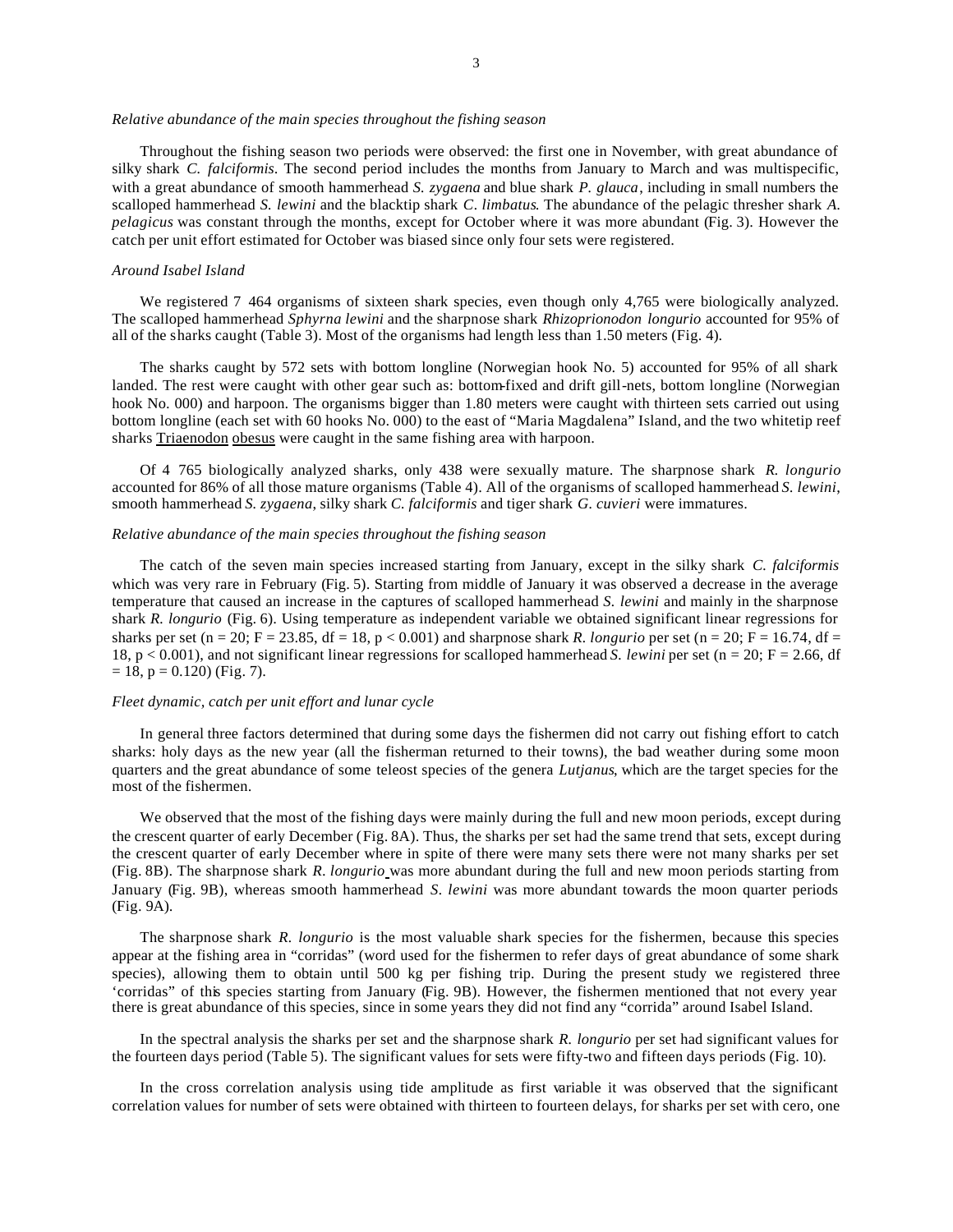*Relative abundance of the main species throughout the fishing season*

Throughout the fishing season two periods were observed: the first one in November, with great abundance of silky shark *C. falciformis*. The second period includes the months from January to March and was multispecific, with a great abundance of smooth hammerhead *S. zygaena* and blue shark *P. glauca*, including in small numbers the scalloped hammerhead *S. lewini* and the blacktip shark *C. limbatus*. The abundance of the pelagic thresher shark *A. pelagicus* was constant through the months, except for October where it was more abundant (Fig. 3). However the catch per unit effort estimated for October was biased since only four sets were registered.

*Around Isabel Island*

We registered 7 464 organisms of sixteen shark species, even though only 4,765 were biologically analyzed. The scalloped hammerhead *Sphyrna lewini* and the sharpnose shark *Rhizoprionodon longurio* accounted for 95% of all of the sharks caught (Table 3). Most of the organisms had length less than 1.50 meters (Fig. 4).

The sharks caught by 572 sets with bottom longline (Norwegian hook No. 5) accounted for 95% of all shark landed. The rest were caught with other gear such as: bottom-fixed and drift gill-nets, bottom longline (Norwegian hook No. 000) and harpoon. The organisms bigger than 1.80 meters were caught with thirteen sets carried out using bottom longline (each set with 60 hooks No. 000) to the east of "Maria Magdalena" Island, and the two whitetip reef sharks Triaenodon obesus were caught in the same fishing area with harpoon.

Of 4 765 biologically analyzed sharks, only 438 were sexually mature. The sharpnose shark *R. longurio* accounted for 86% of all those mature organisms (Table 4). All of the organisms of scalloped hammerhead *S. lewini*, smooth hammerhead *S. zygaena*, silky shark *C. falciformis* and tiger shark *G. cuvieri* were immatures.

*Relative abundance of the main species throughout the fishing season*

The catch of the seven main species increased starting from January, except in the silky shark *C. falciformis* which was very rare in February (Fig. 5). Starting from middle of January it was observed a decrease in the average temperature that caused an increase in the captures of scalloped hammerhead *S. lewini* and mainly in the sharpnose shark *R. longurio* (Fig. 6). Using temperature as independent variable we obtained significant linear regressions for sharks per set ($n = 20$; $F = 23.85$, $df = 18$, $p < 0.001$) and sharpnose shark *R. longurio* per set ($n = 20$; $F = 16.74$, $df = 18$, $p < 0.001$), and not significant linear regressions for scalloped hammerhead *S. lewini* per set ($n = 20$; $F = 2.66$, $df = 18$, $p = 0.120$) (Fig. 7).

*Fleet dynamic, catch per unit effort and lunar cycle*

In general three factors determined that during some days the fishermen did not carry out fishing effort to catch sharks: holy days as the new year (all the fisherman returned to their towns), the bad weather during some moon quarters and the great abundance of some teleost species of the genera *Lutjanus*, which are the target species for the most of the fishermen.

We observed that the most of the fishing days were mainly during the full and new moon periods, except during the crescent quarter of early December (Fig. 8A). Thus, the sharks per set had the same trend that sets, except during the crescent quarter of early December where in spite of there were many sets there were not many sharks per set (Fig. 8B). The sharpnose shark *R. longurio* was more abundant during the full and new moon periods starting from January (Fig. 9B), whereas smooth hammerhead *S. lewini* was more abundant towards the moon quarter periods (Fig. 9A).

The sharpnose shark *R. longurio* is the most valuable shark species for the fishermen, because this species appear at the fishing area in "corridas" (word used for the fishermen to refer days of great abundance of some shark species), allowing them to obtain until 500 kg per fishing trip. During the present study we registered three 'corridas" of this species starting from January (Fig. 9B). However, the fishermen mentioned that not every year there is great abundance of this species, since in some years they did not find any "corrida" around Isabel Island.

In the spectral analysis the sharks per set and the sharpnose shark *R. longurio* per set had significant values for the fourteen days period (Table 5). The significant values for sets were fifty-two and fifteen days periods (Fig. 10).

In the cross correlation analysis using tide amplitude as first variable it was observed that the significant correlation values for number of sets were obtained with thirteen to fourteen delays, for sharks per set with cero, one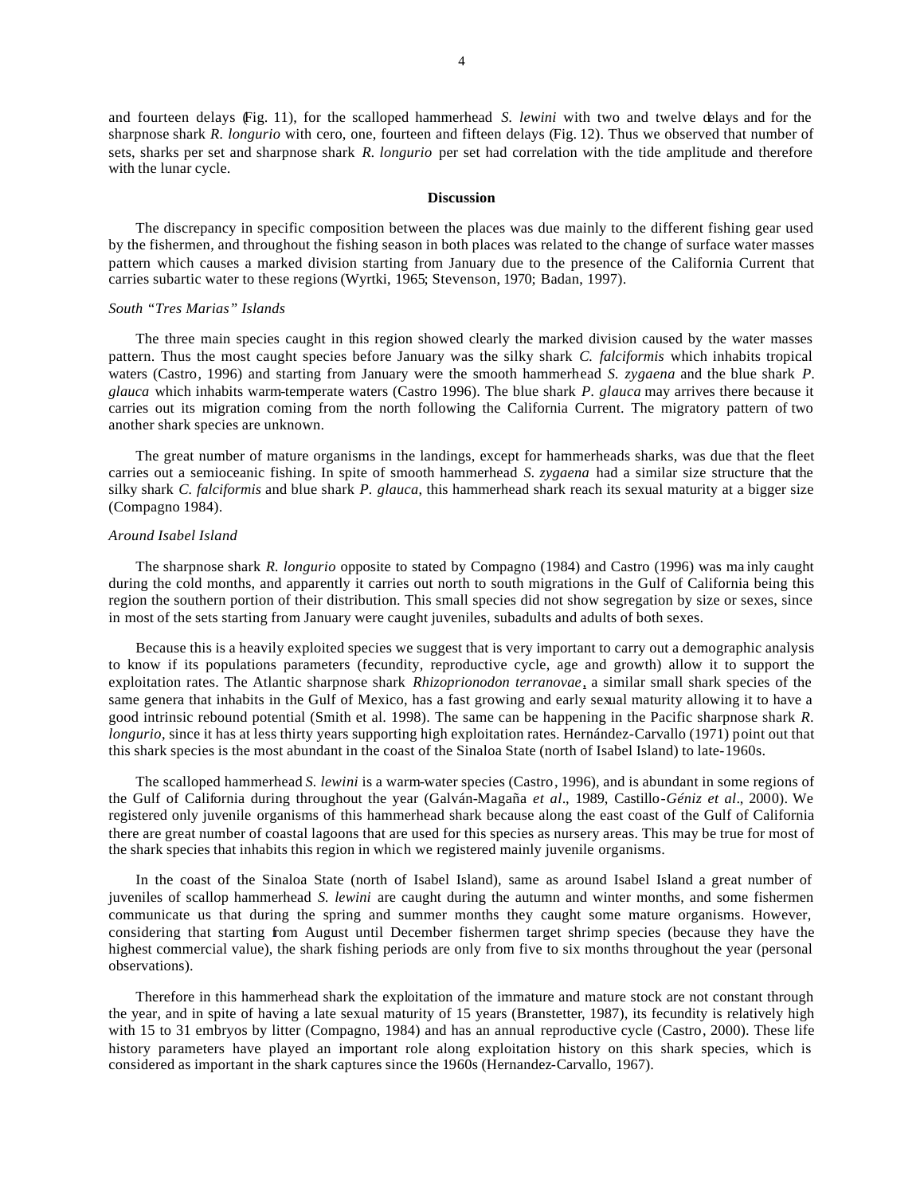and fourteen delays (Fig. 11), for the scalloped hammerhead *S. lewini* with two and twelve delays and for the sharpnose shark *R. longurio* with cero, one, fourteen and fifteen delays (Fig. 12). Thus we observed that number of sets, sharks per set and sharpnose shark *R. longurio* per set had correlation with the tide amplitude and therefore with the lunar cycle.

## Discussion

The discrepancy in specific composition between the places was due mainly to the different fishing gear used by the fishermen, and throughout the fishing season in both places was related to the change of surface water masses pattern which causes a marked division starting from January due to the presence of the California Current that carries subartic water to these regions (Wyrtki, 1965; Stevenson, 1970; Badan, 1997).

### *South "Tres Marias" Islands*

The three main species caught in this region showed clearly the marked division caused by the water masses pattern. Thus the most caught species before January was the silky shark *C. falciformis* which inhabits tropical waters (Castro, 1996) and starting from January were the smooth hammerhead *S. zygaena* and the blue shark *P. glauca* which inhabits warm-temperate waters (Castro 1996). The blue shark *P. glauca* may arrives there because it carries out its migration coming from the north following the California Current. The migratory pattern of two another shark species are unknown.

The great number of mature organisms in the landings, except for hammerheads sharks, was due that the fleet carries out a semioceanic fishing. In spite of smooth hammerhead *S. zygaena* had a similar size structure that the silky shark *C. falciformis* and blue shark *P. glauca*, this hammerhead shark reach its sexual maturity at a bigger size (Compagno 1984).

### *Around Isabel Island*

The sharpnose shark *R. longurio* opposite to stated by Compagno (1984) and Castro (1996) was mainly caught during the cold months, and apparently it carries out north to south migrations in the Gulf of California being this region the southern portion of their distribution. This small species did not show segregation by size or sexes, since in most of the sets starting from January were caught juveniles, subadults and adults of both sexes.

Because this is a heavily exploited species we suggest that is very important to carry out a demographic analysis to know if its populations parameters (fecundity, reproductive cycle, age and growth) allow it to support the exploitation rates. The Atlantic sharpnose shark *Rhizoprionodon terranovae*, a similar small shark species of the same genera that inhabits in the Gulf of Mexico, has a fast growing and early sexual maturity allowing it to have a good intrinsic rebound potential (Smith et al. 1998). The same can be happening in the Pacific sharpnose shark *R. longurio*, since it has at less thirty years supporting high exploitation rates. Hernández-Carvallo (1971) point out that this shark species is the most abundant in the coast of the Sinaloa State (north of Isabel Island) to late-1960s.

The scalloped hammerhead *S. lewini* is a warm-water species (Castro, 1996), and is abundant in some regions of the Gulf of California during throughout the year (Galván-Magaña *et al*., 1989, Castillo-*Géniz et al*., 2000). We registered only juvenile organisms of this hammerhead shark because along the east coast of the Gulf of California there are great number of coastal lagoons that are used for this species as nursery areas. This may be true for most of the shark species that inhabits this region in which we registered mainly juvenile organisms.

In the coast of the Sinaloa State (north of Isabel Island), same as around Isabel Island a great number of juveniles of scallop hammerhead *S. lewini* are caught during the autumn and winter months, and some fishermen communicate us that during the spring and summer months they caught some mature organisms. However, considering that starting from August until December fishermen target shrimp species (because they have the highest commercial value), the shark fishing periods are only from five to six months throughout the year (personal observations).

Therefore in this hammerhead shark the exploitation of the immature and mature stock are not constant through the year, and in spite of having a late sexual maturity of 15 years (Branstetter, 1987), its fecundity is relatively high with 15 to 31 embryos by litter (Compagno, 1984) and has an annual reproductive cycle (Castro, 2000). These life history parameters have played an important role along exploitation history on this shark species, which is considered as important in the shark captures since the 1960s (Hernandez-Carvallo, 1967).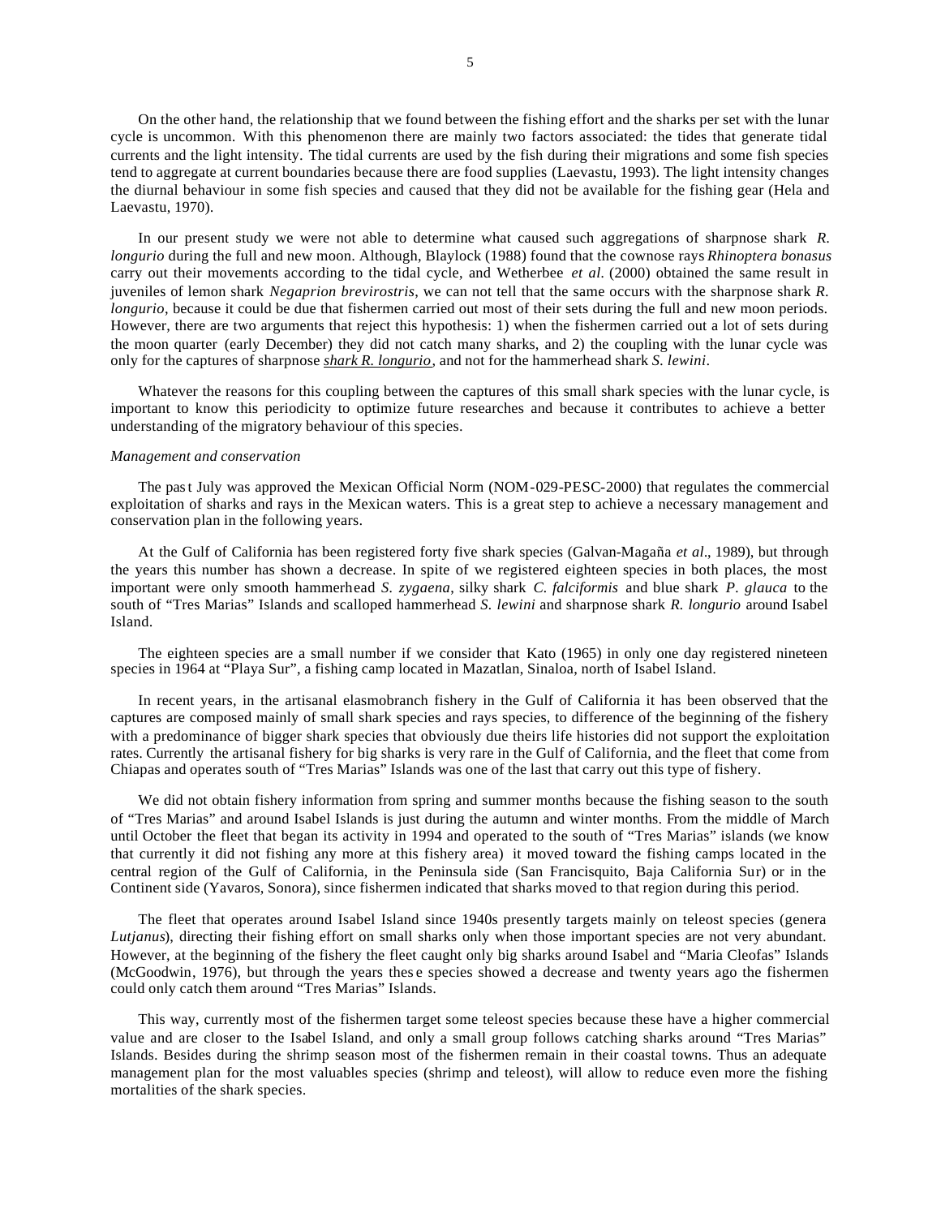On the other hand, the relationship that we found between the fishing effort and the sharks per set with the lunar cycle is uncommon. With this phenomenon there are mainly two factors associated: the tides that generate tidal currents and the light intensity. The tidal currents are used by the fish during their migrations and some fish species tend to aggregate at current boundaries because there are food supplies (Laevastu, 1993). The light intensity changes the diurnal behaviour in some fish species and caused that they did not be available for the fishing gear (Hela and Laevastu, 1970).

In our present study we were not able to determine what caused such aggregations of sharpnose shark *R. longurio* during the full and new moon. Although, Blaylock (1988) found that the cownose rays *Rhinoptera bonasus* carry out their movements according to the tidal cycle, and Wetherbee *et al.* (2000) obtained the same result in juveniles of lemon shark *Negaprion brevirostris*, we can not tell that the same occurs with the sharpnose shark *R. longurio*, because it could be due that fishermen carried out most of their sets during the full and new moon periods. However, there are two arguments that reject this hypothesis: 1) when the fishermen carried out a lot of sets during the moon quarter (early December) they did not catch many sharks, and 2) the coupling with the lunar cycle was only for the captures of sharpnose *shark R. longurio*, and not for the hammerhead shark *S. lewini*.

Whatever the reasons for this coupling between the captures of this small shark species with the lunar cycle, is important to know this periodicity to optimize future researches and because it contributes to achieve a better understanding of the migratory behaviour of this species.

*Management and conservation*

The past July was approved the Mexican Official Norm (NOM-029-PESC-2000) that regulates the commercial exploitation of sharks and rays in the Mexican waters. This is a great step to achieve a necessary management and conservation plan in the following years.

At the Gulf of California has been registered forty five shark species (Galvan-Magaña *et al*., 1989), but through the years this number has shown a decrease. In spite of we registered eighteen species in both places, the most important were only smooth hammerhead *S. zygaena*, silky shark *C. falciformis* and blue shark *P. glauca* to the south of "Tres Marias" Islands and scalloped hammerhead *S. lewini* and sharpnose shark *R. longurio* around Isabel Island.

The eighteen species are a small number if we consider that Kato (1965) in only one day registered nineteen species in 1964 at "Playa Sur", a fishing camp located in Mazatlan, Sinaloa, north of Isabel Island.

In recent years, in the artisanal elasmobranch fishery in the Gulf of California it has been observed that the captures are composed mainly of small shark species and rays species, to difference of the beginning of the fishery with a predominance of bigger shark species that obviously due theirs life histories did not support the exploitation rates. Currently the artisanal fishery for big sharks is very rare in the Gulf of California, and the fleet that come from Chiapas and operates south of "Tres Marias" Islands was one of the last that carry out this type of fishery.

We did not obtain fishery information from spring and summer months because the fishing season to the south of "Tres Marias" and around Isabel Islands is just during the autumn and winter months. From the middle of March until October the fleet that began its activity in 1994 and operated to the south of "Tres Marias" islands (we know that currently it did not fishing any more at this fishery area) it moved toward the fishing camps located in the central region of the Gulf of California, in the Peninsula side (San Francisquito, Baja California Sur) or in the Continent side (Yavaros, Sonora), since fishermen indicated that sharks moved to that region during this period.

The fleet that operates around Isabel Island since 1940s presently targets mainly on teleost species (genera *Lutjanus*), directing their fishing effort on small sharks only when those important species are not very abundant. However, at the beginning of the fishery the fleet caught only big sharks around Isabel and "Maria Cleofas" Islands (McGoodwin, 1976), but through the years these species showed a decrease and twenty years ago the fishermen could only catch them around "Tres Marias" Islands.

This way, currently most of the fishermen target some teleost species because these have a higher commercial value and are closer to the Isabel Island, and only a small group follows catching sharks around "Tres Marias" Islands. Besides during the shrimp season most of the fishermen remain in their coastal towns. Thus an adequate management plan for the most valuables species (shrimp and teleost), will allow to reduce even more the fishing mortalities of the shark species.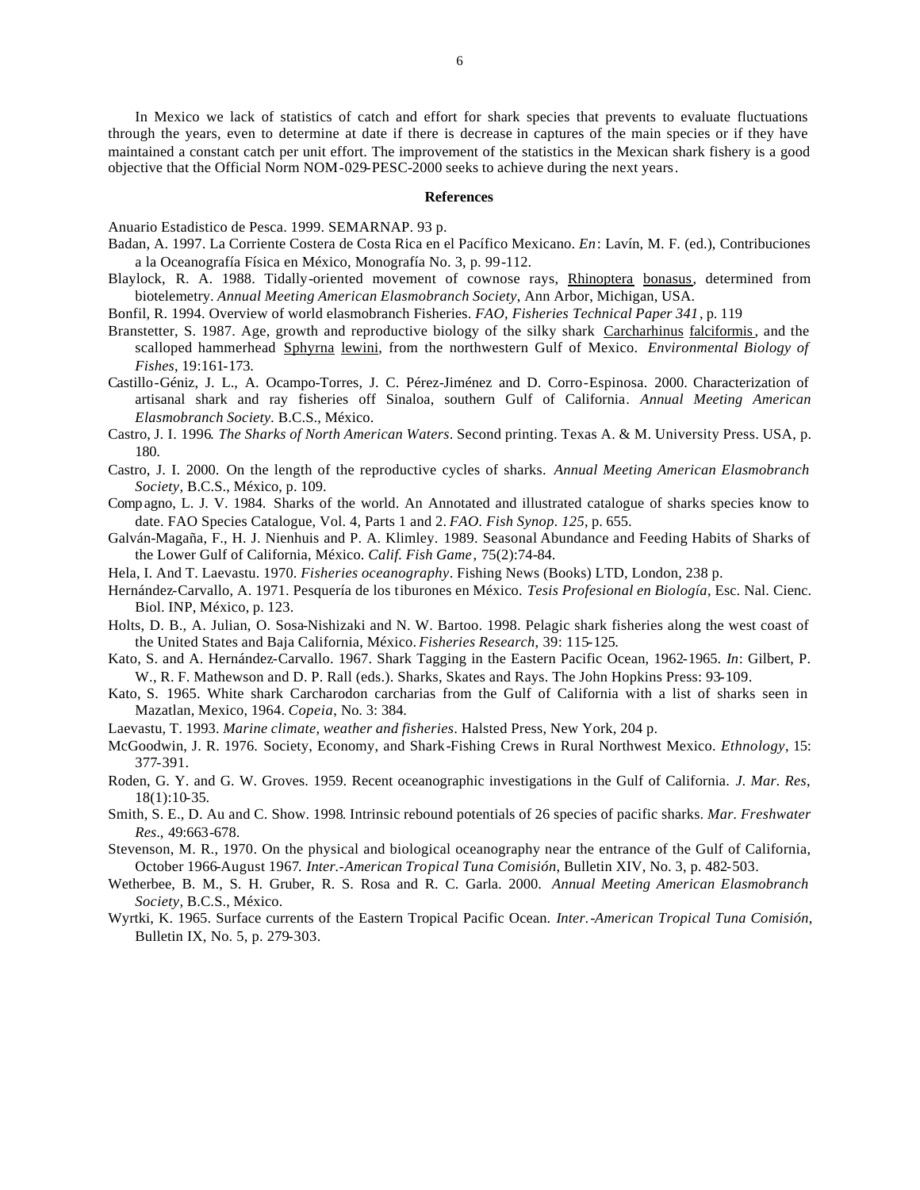In Mexico we lack of statistics of catch and effort for shark species that prevents to evaluate fluctuations through the years, even to determine at date if there is decrease in captures of the main species or if they have maintained a constant catch per unit effort. The improvement of the statistics in the Mexican shark fishery is a good objective that the Official Norm NOM-029-PESC-2000 seeks to achieve during the next years.

## References

Anuario Estadistico de Pesca. 1999. SEMARNAP. 93 p.

Badan, A. 1997. La Corriente Costera de Costa Rica en el Pacífico Mexicano. *En*: Lavín, M. F. (ed.), Contribuciones a la Oceanografía Física en México, Monografía No. 3, p. 99-112.

Blaylock, R. A. 1988. Tidally-oriented movement of cownose rays, Rhinoptera bonasus, determined from biotelemetry. *Annual Meeting American Elasmobranch Society*, Ann Arbor, Michigan, USA.

Bonfil, R. 1994. Overview of world elasmobranch Fisheries. *FAO, Fisheries Technical Paper 341*, p. 119

Branstetter, S. 1987. Age, growth and reproductive biology of the silky shark Carcharhinus falciformis, and the scalloped hammerhead Sphyrna lewini, from the northwestern Gulf of Mexico. *Environmental Biology of Fishes*, 19:161-173.

Castillo-Géniz, J. L., A. Ocampo-Torres, J. C. Pérez-Jiménez and D. Corro-Espinosa. 2000. Characterization of artisanal shark and ray fisheries off Sinaloa, southern Gulf of California. *Annual Meeting American Elasmobranch Society*. B.C.S., México.

Castro, J. I. 1996. *The Sharks of North American Waters*. Second printing. Texas A. & M. University Press. USA, p. 180.

Castro, J. I. 2000. On the length of the reproductive cycles of sharks. *Annual Meeting American Elasmobranch Society*, B.C.S., México, p. 109.

Compagno, L. J. V. 1984. Sharks of the world. An Annotated and illustrated catalogue of sharks species know to date. FAO Species Catalogue, Vol. 4, Parts 1 and 2. *FAO. Fish Synop. 125*, p. 655.

Galván-Magaña, F., H. J. Nienhuis and P. A. Klimley. 1989. Seasonal Abundance and Feeding Habits of Sharks of the Lower Gulf of California, México. *Calif. Fish Game*, 75(2):74-84.

Hela, I. And T. Laevastu. 1970. *Fisheries oceanography*. Fishing News (Books) LTD, London, 238 p.

Hernández-Carvallo, A. 1971. Pesquería de los tiburones en México. *Tesis Profesional en Biología*, Esc. Nal. Cienc. Biol. INP, México, p. 123.

Holts, D. B., A. Julian, O. Sosa-Nishizaki and N. W. Bartoo. 1998. Pelagic shark fisheries along the west coast of the United States and Baja California, México. *Fisheries Research*, 39: 115-125.

Kato, S. and A. Hernández-Carvallo. 1967. Shark Tagging in the Eastern Pacific Ocean, 1962-1965. *In*: Gilbert, P. W., R. F. Mathewson and D. P. Rall (eds.). Sharks, Skates and Rays. The John Hopkins Press: 93-109.

Kato, S. 1965. White shark Carcharodon carcharias from the Gulf of California with a list of sharks seen in Mazatlan, Mexico, 1964. *Copeia*, No. 3: 384.

Laevastu, T. 1993. *Marine climate, weather and fisheries*. Halsted Press, New York, 204 p.

McGoodwin, J. R. 1976. Society, Economy, and Shark-Fishing Crews in Rural Northwest Mexico. *Ethnology*, 15: 377-391.

Roden, G. Y. and G. W. Groves. 1959. Recent oceanographic investigations in the Gulf of California. *J. Mar. Res*, 18(1):10-35.

Smith, S. E., D. Au and C. Show. 1998. Intrinsic rebound potentials of 26 species of pacific sharks. *Mar. Freshwater Res*., 49:663-678.

Stevenson, M. R., 1970. On the physical and biological oceanography near the entrance of the Gulf of California, October 1966-August 1967. *Inter.-American Tropical Tuna Comisión*, Bulletin XIV, No. 3, p. 482-503.

Wetherbee, B. M., S. H. Gruber, R. S. Rosa and R. C. Garla. 2000. *Annual Meeting American Elasmobranch Society*, B.C.S., México.

Wyrtki, K. 1965. Surface currents of the Eastern Tropical Pacific Ocean. *Inter.-American Tropical Tuna Comisión*, Bulletin IX, No. 5, p. 279-303.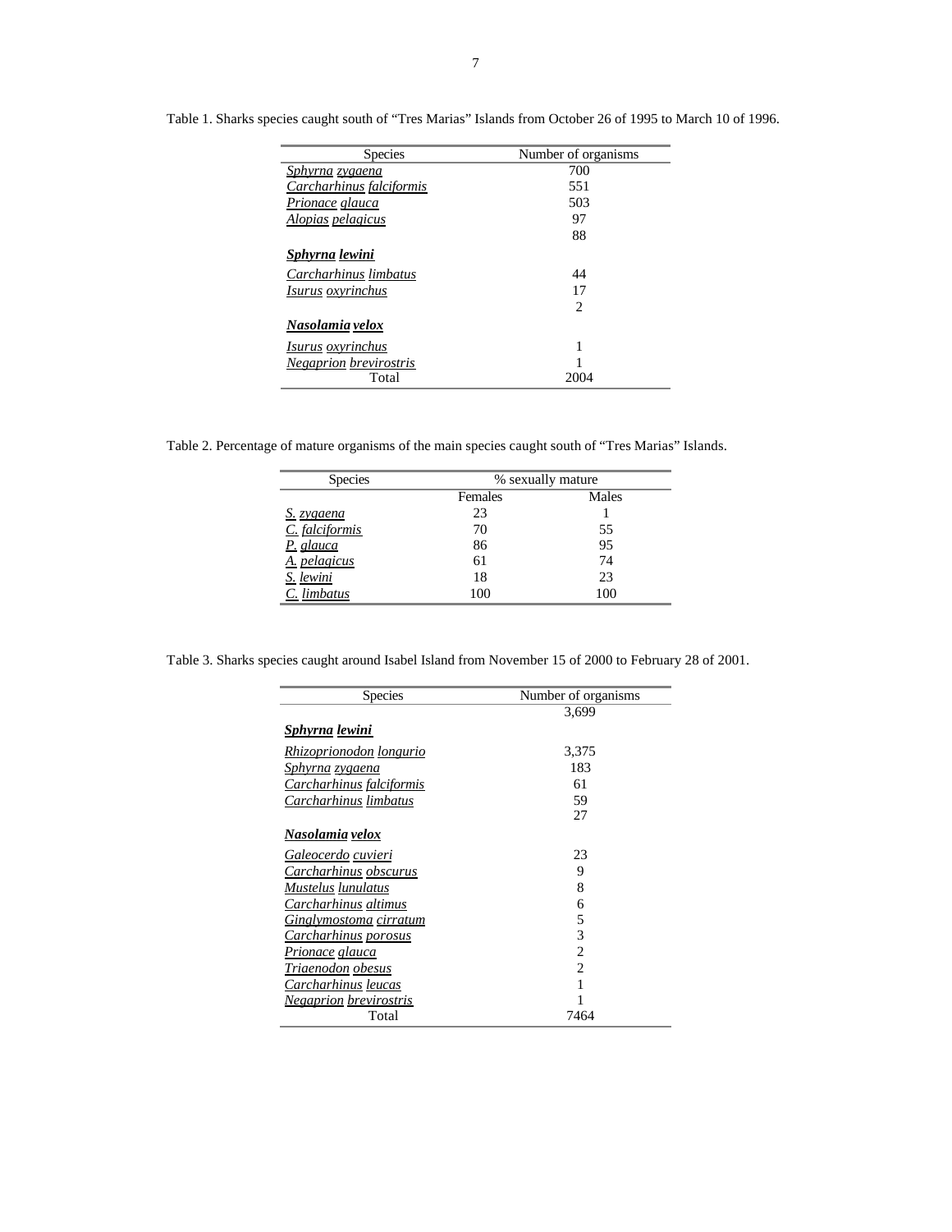Table 1. Sharks species caught south of "Tres Marias" Islands from October 26 of 1995 to March 10 of 1996.

| Species | Number of organisms |
|---|---|
| *Sphyrna zygaena* | 700 |
| *Carcharhinus falciformis* | 551 |
| *Prionace glauca* | 503 |
| *Alopias pelagicus* | 97 |
| | 88 |
| ***Sphyrna lewini*** | |
| *Carcharhinus limbatus* | 44 |
| *Isurus oxyrinchus* | 17 |
| | 2 |
| ***Nasolamia velox*** | |
| *Isurus oxyrinchus* | 1 |
| *Negaprion brevirostris* | 1 |
| Total | 2004 |

Table 2. Percentage of mature organisms of the main species caught south of "Tres Marias" Islands.

| Species | % sexually mature | |
|---|---|---|
| | Females | Males |
| *S. zygaena* | 23 | 1 |
| *C. falciformis* | 70 | 55 |
| *P. glauca* | 86 | 95 |
| *A. pelagicus* | 61 | 74 |
| *S. lewini* | 18 | 23 |
| *C. limbatus* | 100 | 100 |

Table 3. Sharks species caught around Isabel Island from November 15 of 2000 to February 28 of 2001.

| Species | Number of organisms |
|---|---|
| | 3,699 |
| ***Sphyrna lewini*** | |
| *Rhizoprionodon longurio* | 3,375 |
| *Sphyrna zygaena* | 183 |
| *Carcharhinus falciformis* | 61 |
| *Carcharhinus limbatus* | 59 |
| | 27 |
| ***Nasolamia velox*** | |
| *Galeocerdo cuvieri* | 23 |
| *Carcharhinus obscurus* | 9 |
| *Mustelus lunulatus* | 8 |
| *Carcharhinus altimus* | 6 |
| *Ginglymostoma cirratum* | 5 |
| *Carcharhinus porosus* | 3 |
| *Prionace glauca* | 2 |
| *Triaenodon obesus* | 2 |
| *Carcharhinus leucas* | 1 |
| *Negaprion brevirostris* | 1 |
| Total | 7464 |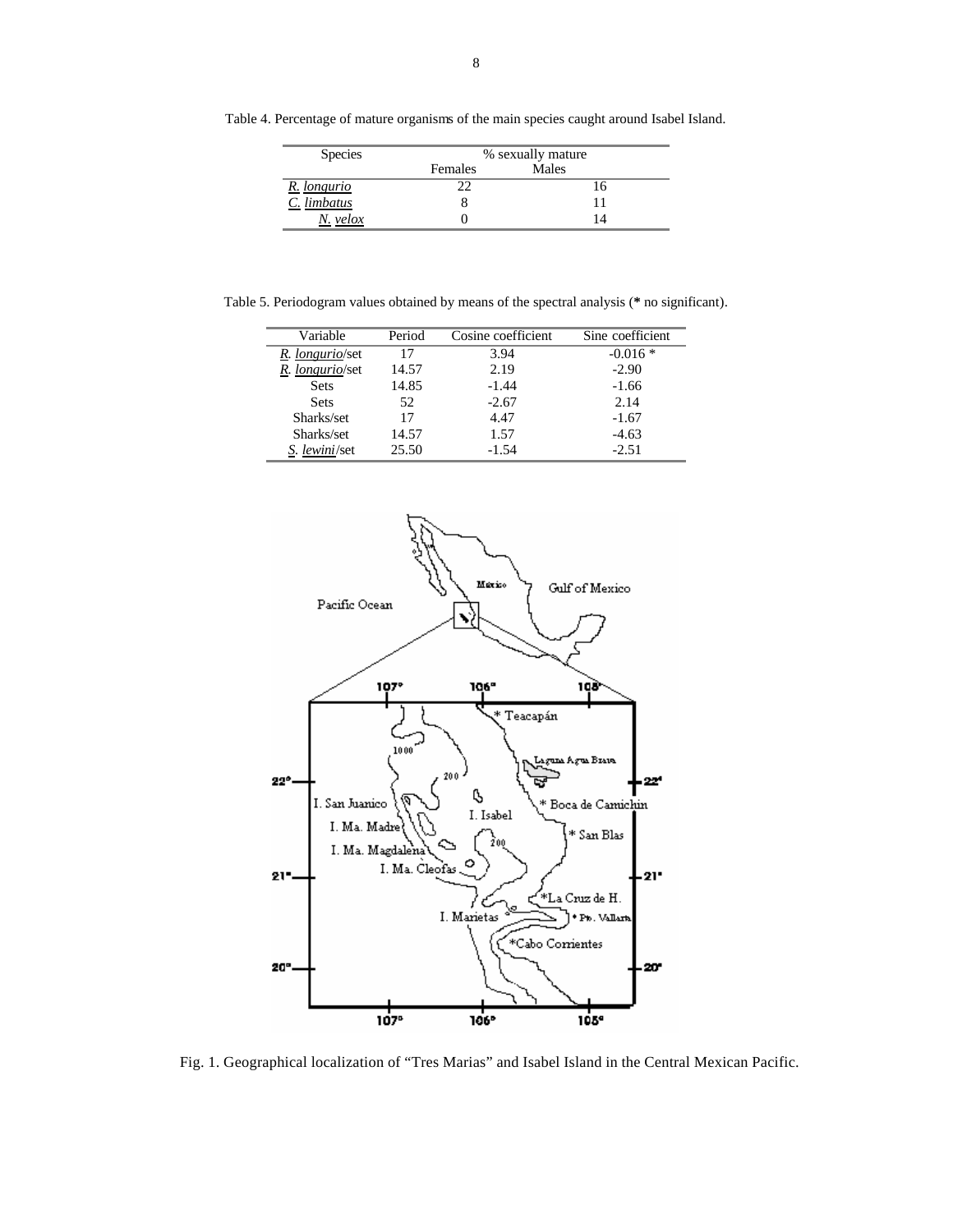Table 4. Percentage of mature organisms of the main species caught around Isabel Island.

| Species | % sexually mature | |
|---|---|---|
| | Females | Males |
| *R. longurio* | 22 | 16 |
| *C. limbatus* | 8 | 11 |
| *N. velox* | 0 | 14 |

Table 5. Periodogram values obtained by means of the spectral analysis (**\*** no significant).

| Variable | Period | Cosine coefficient | Sine coefficient |
|---|---|---|---|
| *R. longurio*/set | 17 | 3.94 | -0.016 * |
| *R. longurio*/set | 14.57 | 2.19 | -2.90 |
| Sets | 14.85 | -1.44 | -1.66 |
| Sets | 52 | -2.67 | 2.14 |
| Sharks/set | 17 | 4.47 | -1.67 |
| Sharks/set | 14.57 | 1.57 | -4.63 |
| *S. lewini*/set | 25.50 | -1.54 | -2.51 |

Fig. 1. Geographical localization of “Tres Marias” and Isabel Island in the Central Mexican Pacific.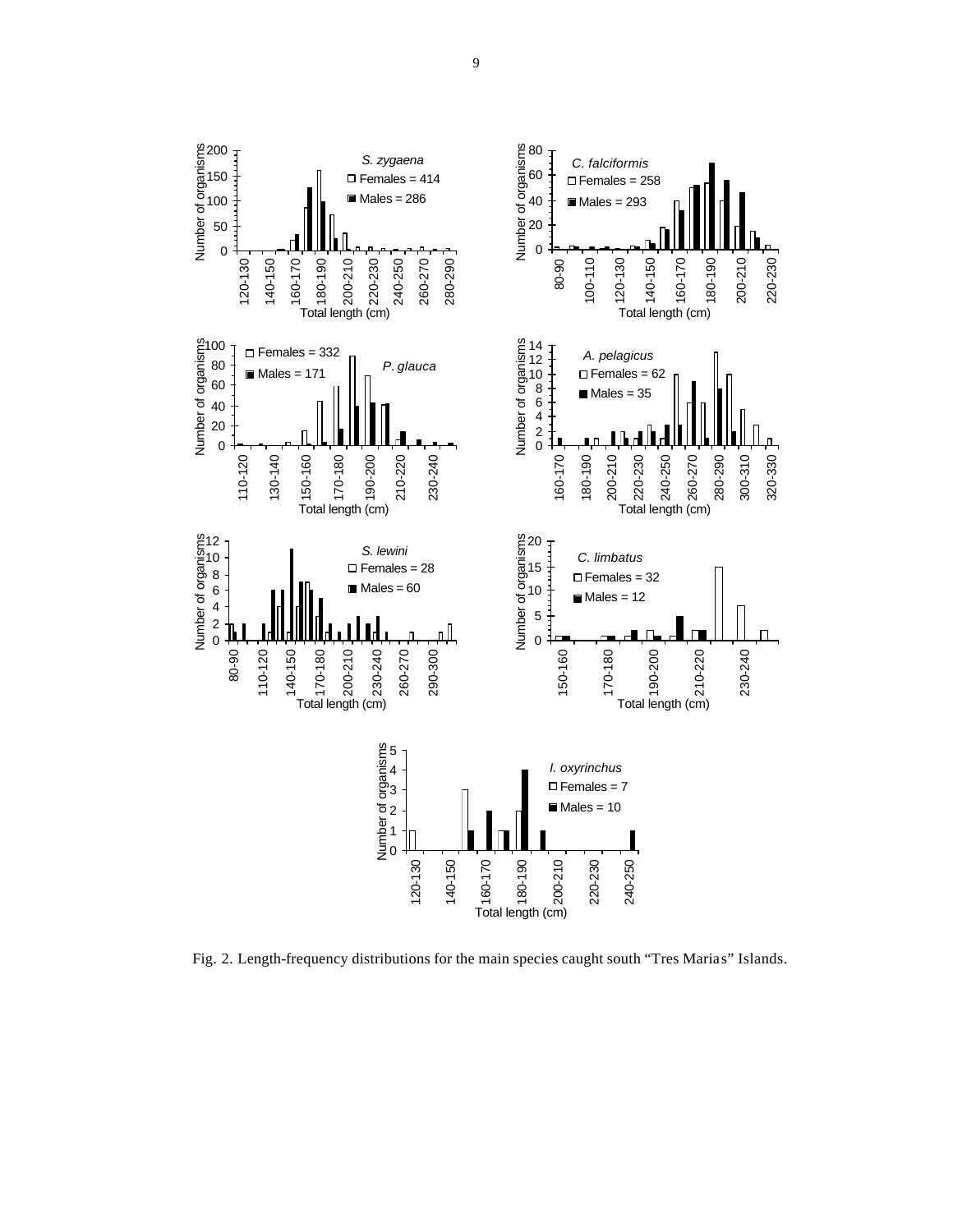Fig. 2. Length-frequency distributions for the main species caught south “Tres Marias” Islands.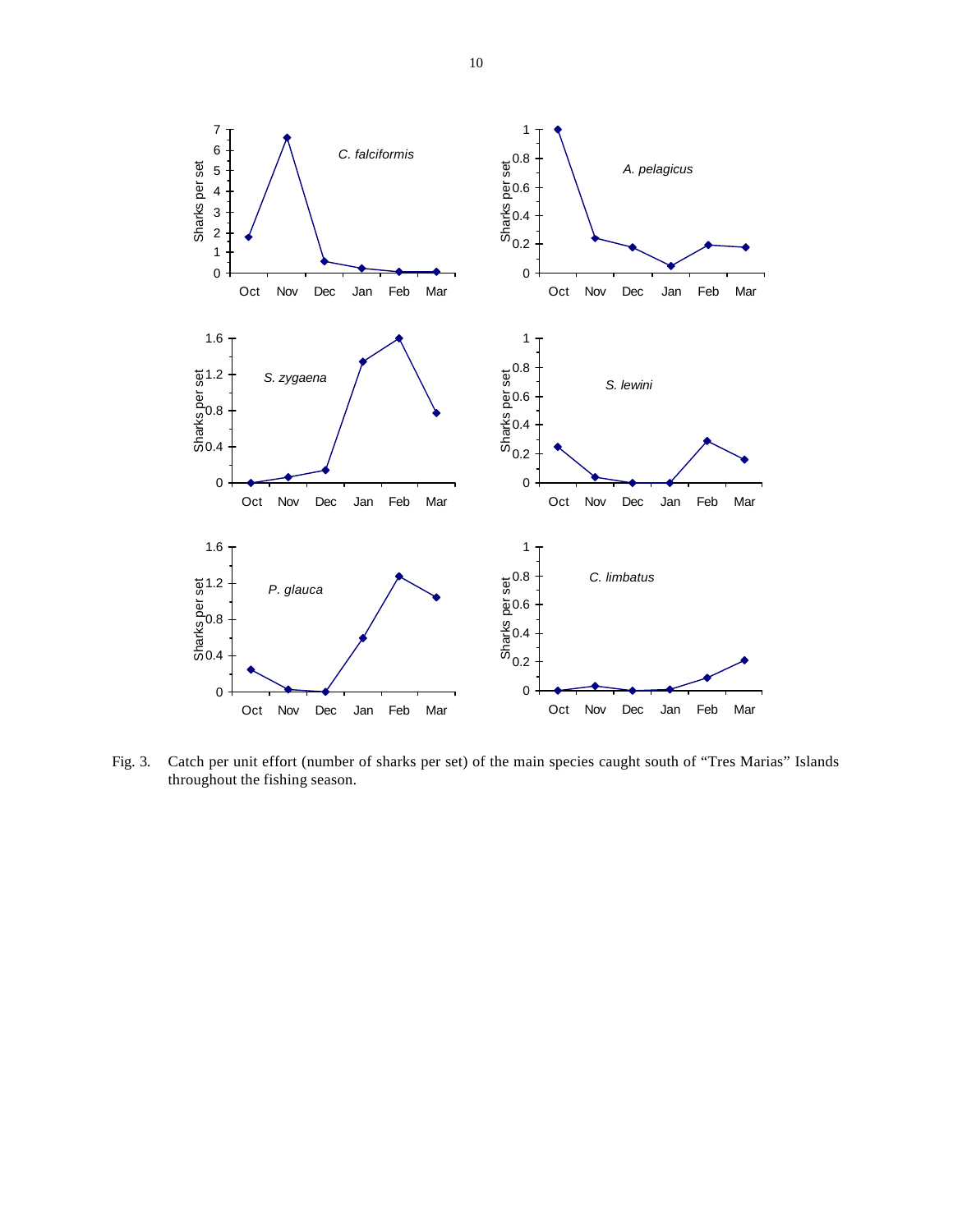Fig. 3. Catch per unit effort (number of sharks per set) of the main species caught south of "Tres Marias" Islands throughout the fishing season.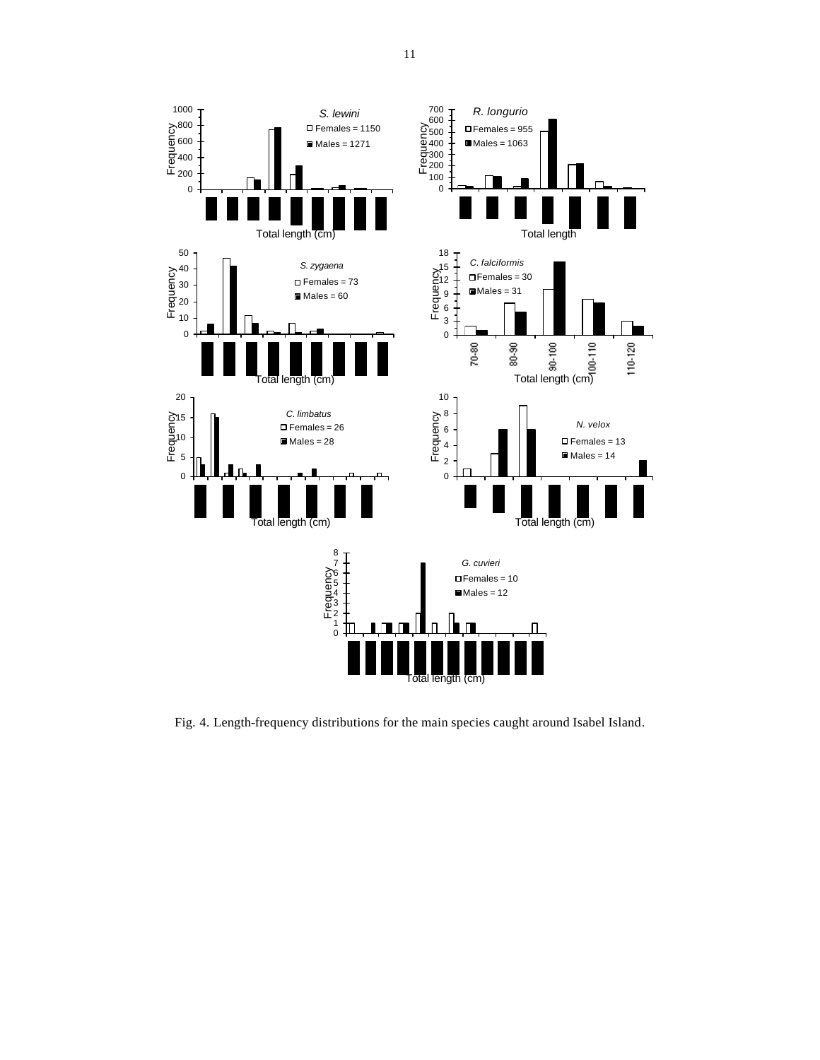Fig. 4. Length-frequency distributions for the main species caught around Isabel Island.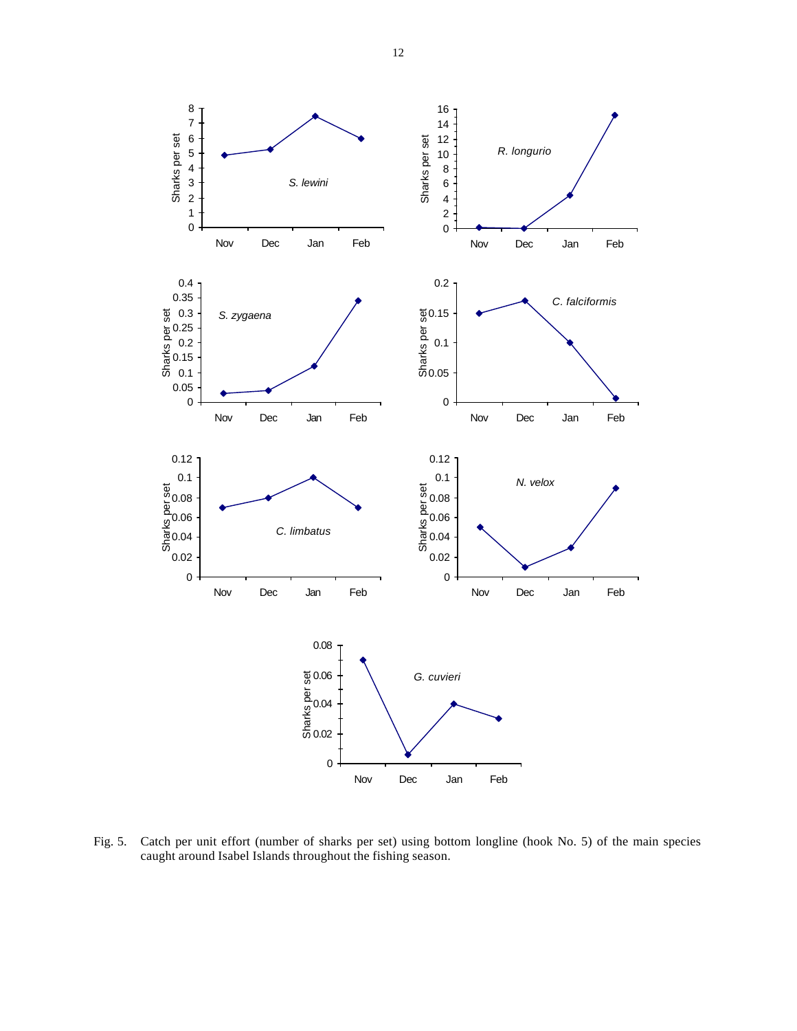Fig. 5. Catch per unit effort (number of sharks per set) using bottom longline (hook No. 5) of the main species caught around Isabel Islands throughout the fishing season.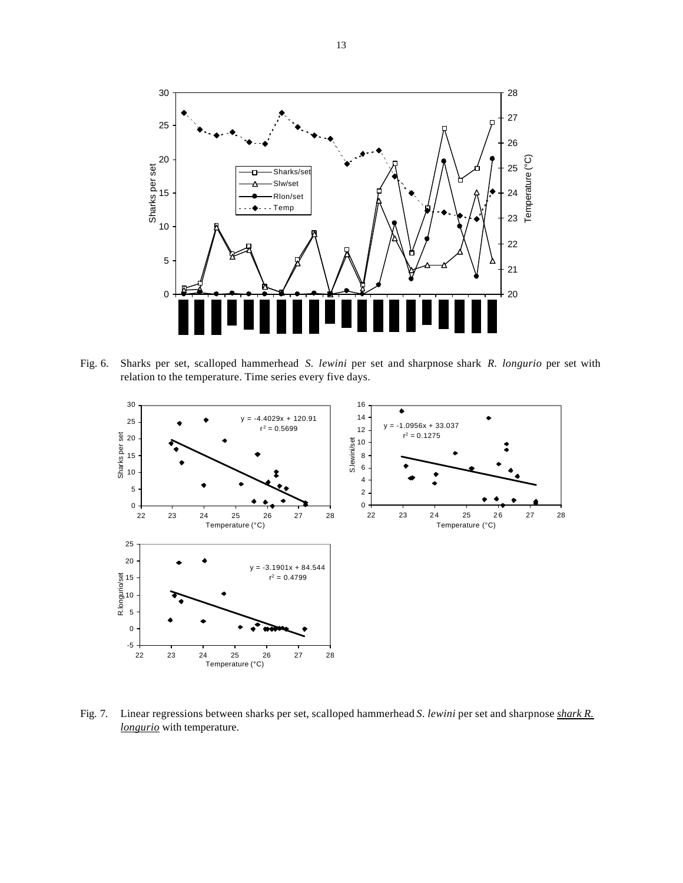Fig. 6. Sharks per set, scalloped hammerhead *S. lewini* per set and sharpnose shark *R. longurio* per set with relation to the temperature. Time series every five days.

Fig. 7. Linear regressions between sharks per set, scalloped hammerhead *S. lewini* per set and sharpnose *shark R. longurio* with temperature.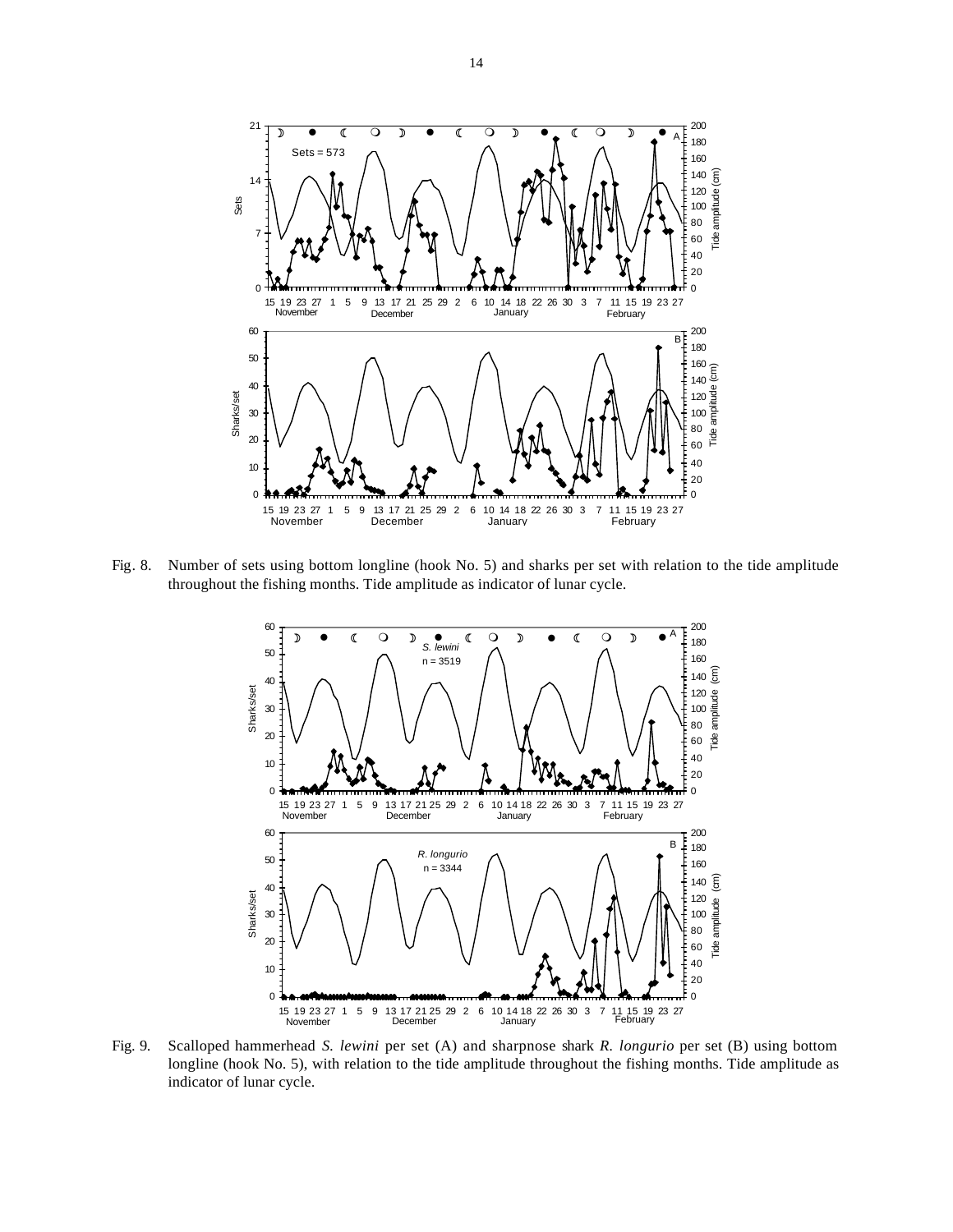Fig. 8. Number of sets using bottom longline (hook No. 5) and sharks per set with relation to the tide amplitude throughout the fishing months. Tide amplitude as indicator of lunar cycle.

Fig. 9. Scalloped hammerhead *S. lewini* per set (A) and sharpnose shark *R. longurio* per set (B) using bottom longline (hook No. 5), with relation to the tide amplitude throughout the fishing months. Tide amplitude as indicator of lunar cycle.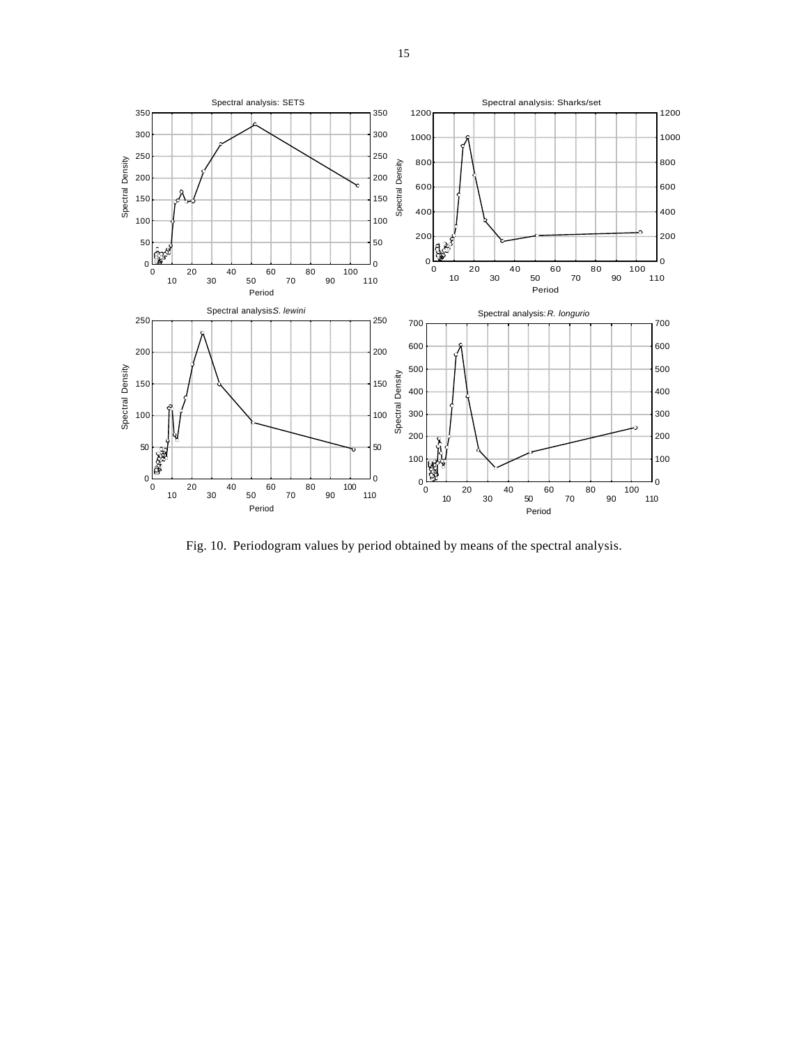Fig. 10. Periodogram values by period obtained by means of the spectral analysis.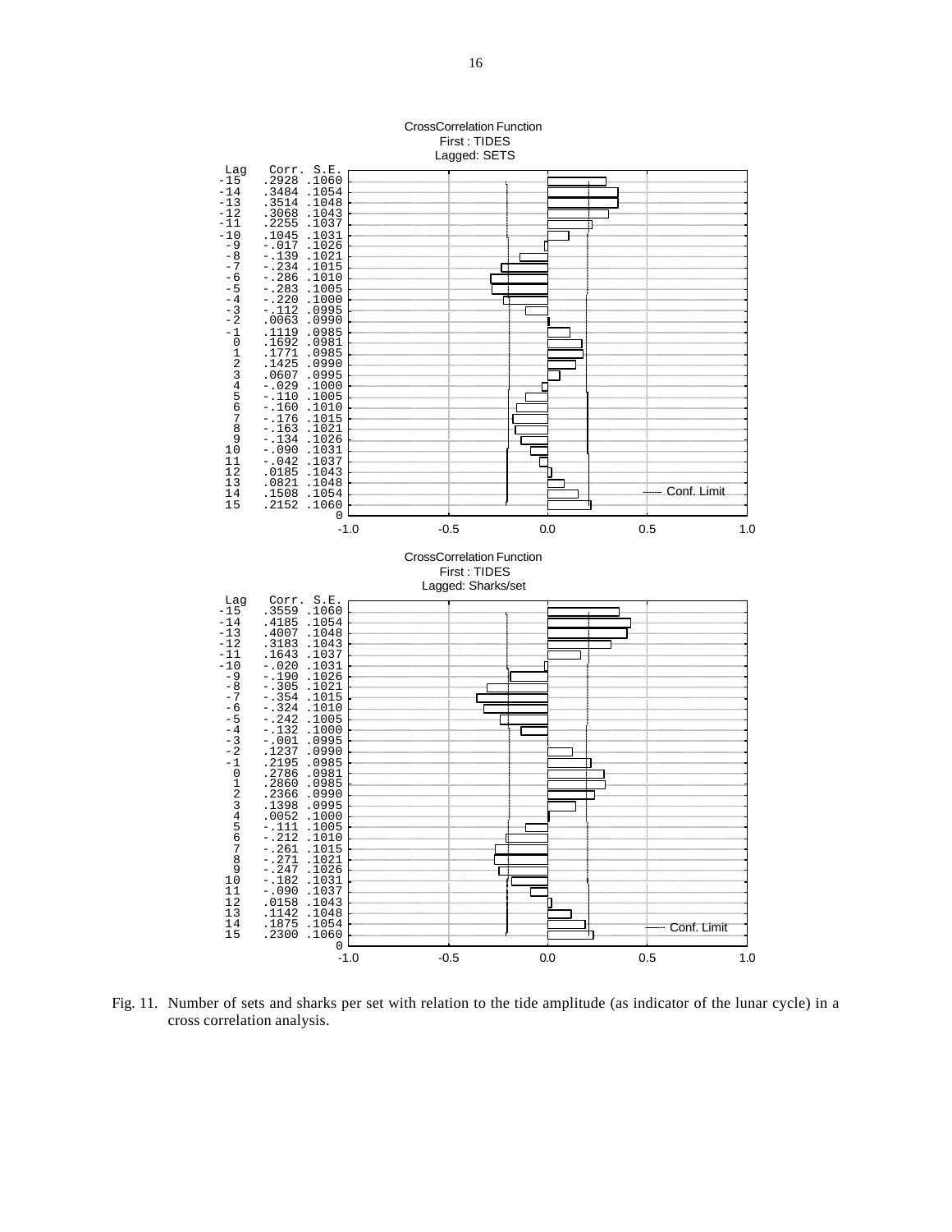CrossCorrelation Function
First : TIDES
Lagged: SETS

| Lag | Corr. | S.E. |
| --- | --- | --- |
| -15 | .2928 | .1060 |
| -14 | .3484 | .1054 |
| -13 | .3514 | .1048 |
| -12 | .3068 | .1043 |
| -11 | .2255 | .1037 |
| -10 | .1045 | .1031 |
| -9 | -.017 | .1026 |
| -8 | -.139 | .1021 |
| -7 | -.234 | .1015 |
| -6 | -.286 | .1010 |
| -5 | -.283 | .1005 |
| -4 | -.220 | .1000 |
| -3 | -.112 | .0995 |
| -2 | .0063 | .0990 |
| -1 | .1119 | .0985 |
| 0 | .1692 | .0981 |
| 1 | .1771 | .0985 |
| 2 | .1425 | .0990 |
| 3 | .0607 | .0995 |
| 4 | -.029 | .1000 |
| 5 | -.110 | .1005 |
| 6 | -.160 | .1010 |
| 7 | -.176 | .1015 |
| 8 | -.163 | .1021 |
| 9 | -.134 | .1026 |
| 10 | -.090 | .1031 |
| 11 | -.042 | .1037 |
| 12 | .0185 | .1043 |
| 13 | .0821 | .1048 |
| 14 | .1508 | .1054 |
| 15 | .2152 | .1060 |

CrossCorrelation Function
First : TIDES
Lagged: Sharks/set

| Lag | Corr. | S.E. |
| --- | --- | --- |
| -15 | .3559 | .1060 |
| -14 | .4185 | .1054 |
| -13 | .4007 | .1048 |
| -12 | .3183 | .1043 |
| -11 | .1643 | .1037 |
| -10 | -.020 | .1031 |
| -9 | -.190 | .1026 |
| -8 | -.305 | .1021 |
| -7 | -.354 | .1015 |
| -6 | -.324 | .1010 |
| -5 | -.242 | .1005 |
| -4 | -.132 | .1000 |
| -3 | -.001 | .0995 |
| -2 | .1237 | .0990 |
| -1 | .2195 | .0985 |
| 0 | .2786 | .0981 |
| 1 | .2860 | .0985 |
| 2 | .2366 | .0990 |
| 3 | .1398 | .0995 |
| 4 | .0052 | .1000 |
| 5 | -.111 | .1005 |
| 6 | -.212 | .1010 |
| 7 | -.261 | .1015 |
| 8 | -.271 | .1021 |
| 9 | -.247 | .1026 |
| 10 | -.182 | .1031 |
| 11 | -.090 | .1037 |
| 12 | .0158 | .1043 |
| 13 | .1142 | .1048 |
| 14 | .1875 | .1054 |
| 15 | .2300 | .1060 |

Fig. 11. Number of sets and sharks per set with relation to the tide amplitude (as indicator of the lunar cycle) in a cross correlation analysis.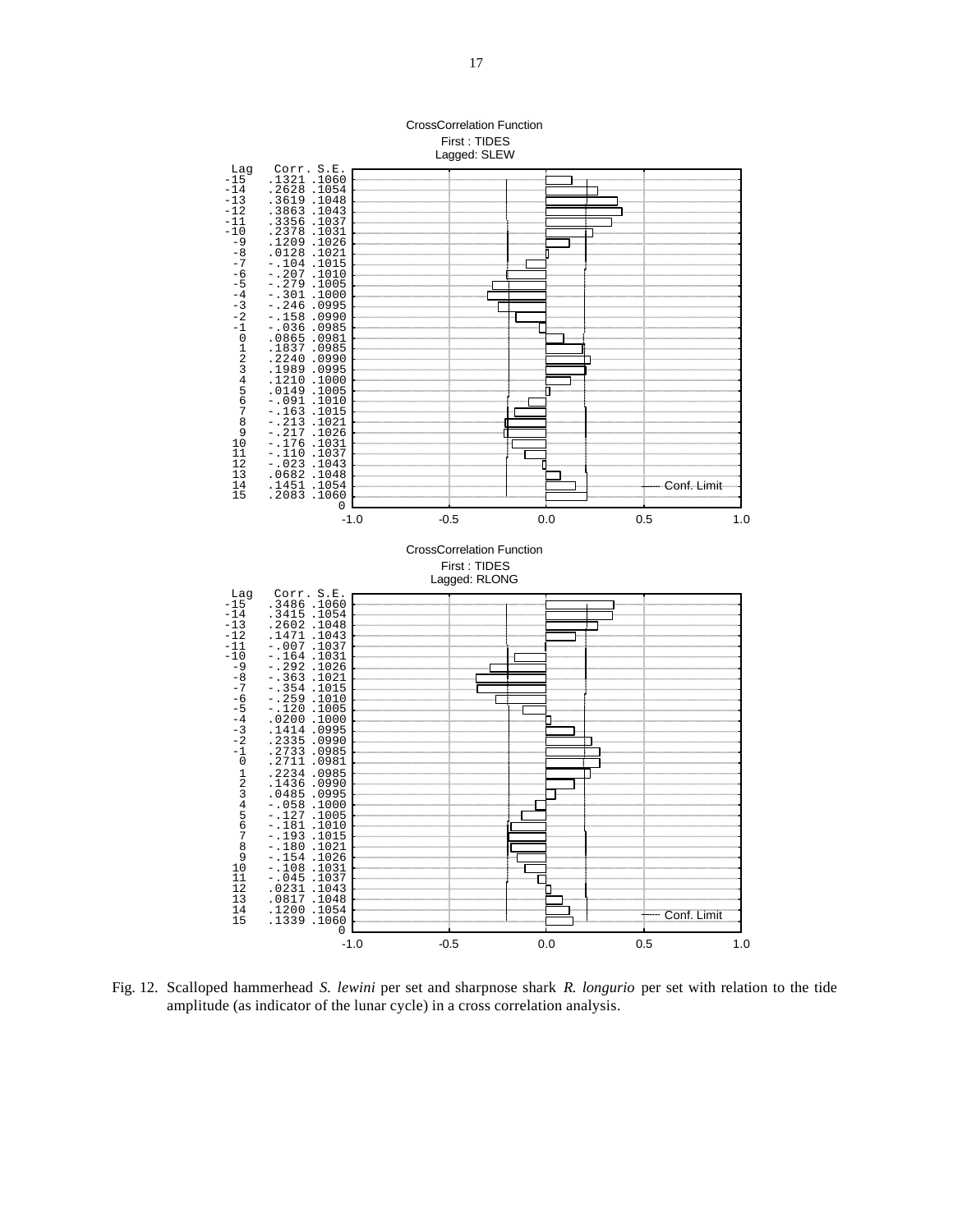CrossCorrelation Function
First : TIDES
Lagged: SLEW

Lag Corr. S.E.
-15 .1321 .1060
-14 .2628 .1054
-13 .3619 .1048
-12 .3863 .1043
-11 .3356 .1037
-10 .2378 .1031
-9 .1209 .1026
-8 .0128 .1021
-7 -.104 .1015
-6 -.207 .1010
-5 -.279 .1005
-4 -.301 .1000
-3 -.246 .0995
-2 -.158 .0990
-1 -.036 .0985
0 .0865 .0981
1 .1837 .0985
2 .2240 .0990
3 .1989 .0995
4 .1210 .1000
5 .0149 .1005
6 -.091 .1010
7 -.163 .1015
8 -.213 .1021
9 -.217 .1026
10 -.176 .1031
11 -.110 .1037
12 -.023 .1043
13 .0682 .1048
14 .1451 .1054
15 .2083 .1060
0

-1.0 -0.5 0.0 0.5 1.0

Conf. Limit

CrossCorrelation Function
First : TIDES
Lagged: RLONG

Lag Corr. S.E.
-15 .3486 .1060
-14 .3415 .1054
-13 .2602 .1048
-12 .1471 .1043
-11 -.007 .1037
-10 -.164 .1031
-9 -.292 .1026
-8 -.363 .1021
-7 -.354 .1015
-6 -.259 .1010
-5 -.120 .1005
-4 .0200 .1000
-3 .1414 .0995
-2 .2335 .0990
-1 .2733 .0985
0 .2711 .0981
1 .2234 .0985
2 .1436 .0990
3 .0485 .0995
4 -.058 .1000
5 -.127 .1005
6 -.181 .1010
7 -.193 .1015
8 -.180 .1021
9 -.154 .1026
10 -.108 .1031
11 -.045 .1037
12 .0231 .1043
13 .0817 .1048
14 .1200 .1054
15 .1339 .1060
0

-1.0 -0.5 0.0 0.5 1.0

Conf. Limit

Fig. 12. Scalloped hammerhead *S. lewini* per set and sharpnose shark *R. longurio* per set with relation to the tide amplitude (as indicator of the lunar cycle) in a cross correlation analysis.